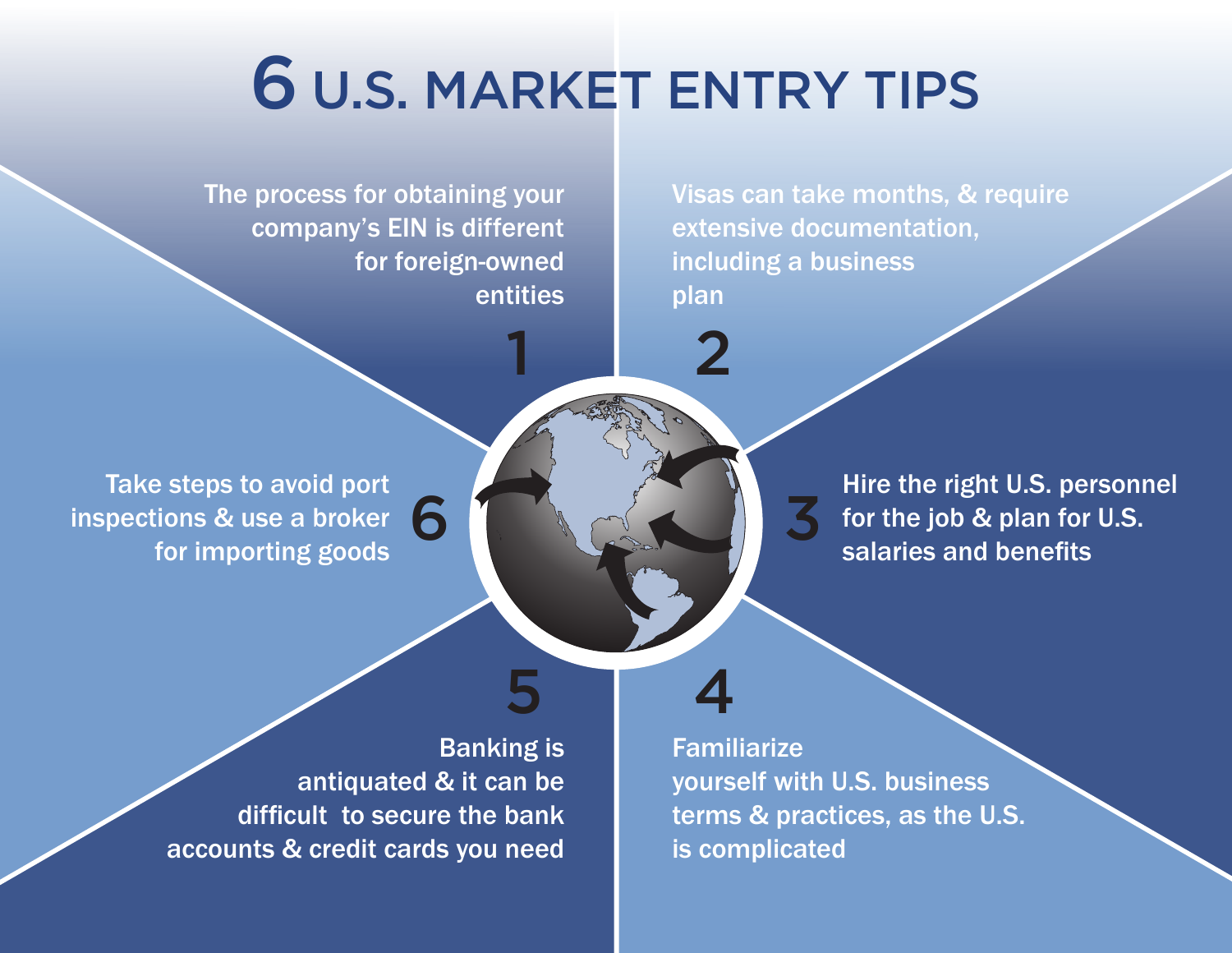# 6 U.S. MARKET ENTRY TIPS

1. The process for obtaining your company's EIN is different for foreign-owned entities

2. Visas can take months, & require extensive documentation, including a business plan

3. Hire the right U.S. personnel for the job & plan for U.S. salaries and benefits

4. Familiarize yourself with U.S. business terms & practices, as the U.S. is complicated

5. Banking is antiquated & it can be difficult to secure the bank accounts & credit cards you need

6. Take steps to avoid port inspections & use a broker for importing goods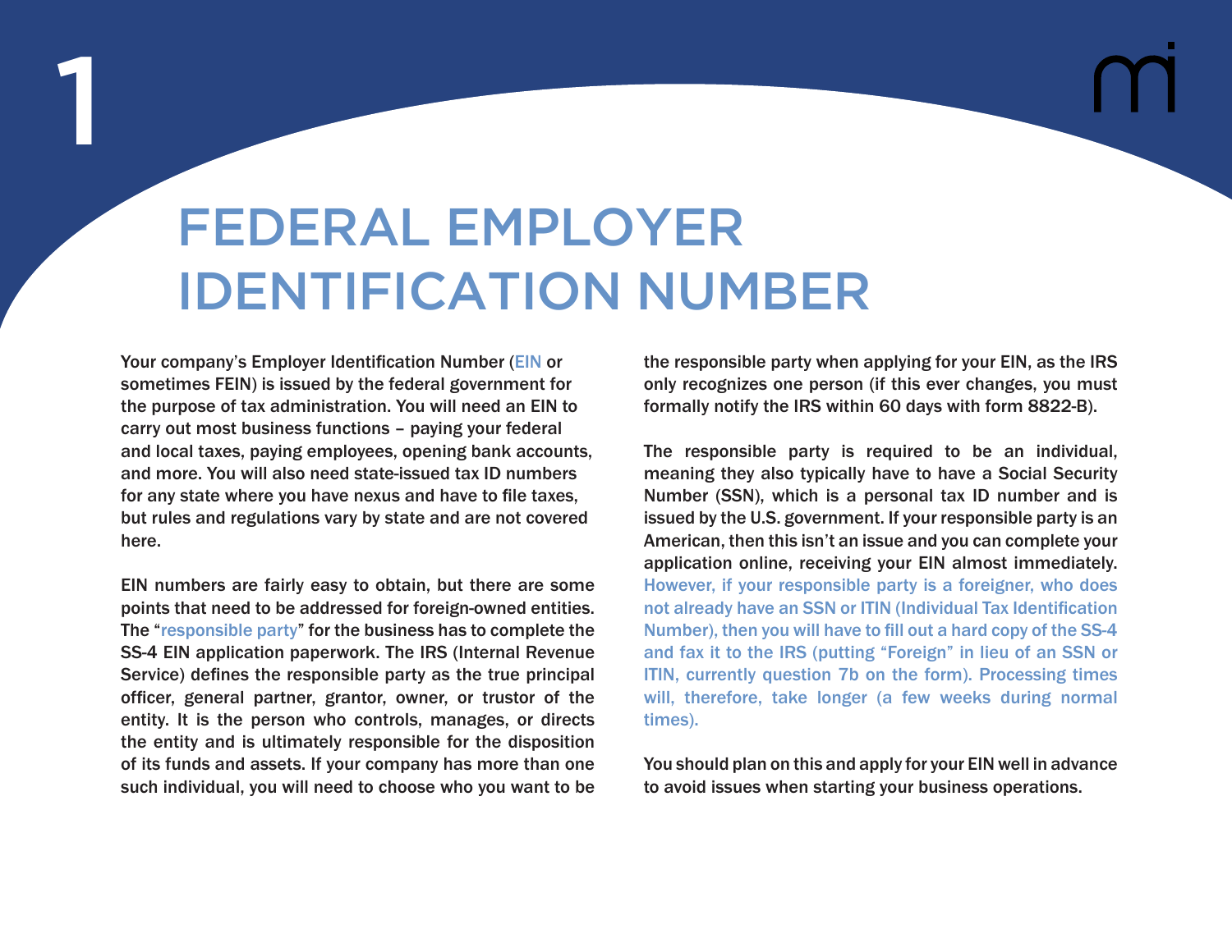# 1 FEDERAL EMPLOYER IDENTIFICATION NUMBER

Your company's Employer Identification Number (EIN or sometimes FEIN) is issued by the federal government for the purpose of tax administration. You will need an EIN to carry out most business functions – paying your federal and local taxes, paying employees, opening bank accounts, and more. You will also need state-issued tax ID numbers for any state where you have nexus and have to file taxes, but rules and regulations vary by state and are not covered here.

EIN numbers are fairly easy to obtain, but there are some points that need to be addressed for foreign-owned entities. The "responsible party" for the business has to complete the SS-4 EIN application paperwork. The IRS (Internal Revenue Service) defines the responsible party as the true principal officer, general partner, grantor, owner, or trustor of the entity. It is the person who controls, manages, or directs the entity and is ultimately responsible for the disposition of its funds and assets. If your company has more than one such individual, you will need to choose who you want to be the responsible party when applying for your EIN, as the IRS only recognizes one person (if this ever changes, you must formally notify the IRS within 60 days with form 8822-B).

The responsible party is required to be an individual, meaning they also typically have to have a Social Security Number (SSN), which is a personal tax ID number and is issued by the U.S. government. If your responsible party is an American, then this isn't an issue and you can complete your application online, receiving your EIN almost immediately. However, if your responsible party is a foreigner, who does not already have an SSN or ITIN (Individual Tax Identification Number), then you will have to fill out a hard copy of the SS-4 and fax it to the IRS (putting "Foreign" in lieu of an SSN or ITIN, currently question 7b on the form). Processing times will, therefore, take longer (a few weeks during normal times).

You should plan on this and apply for your EIN well in advance to avoid issues when starting your business operations.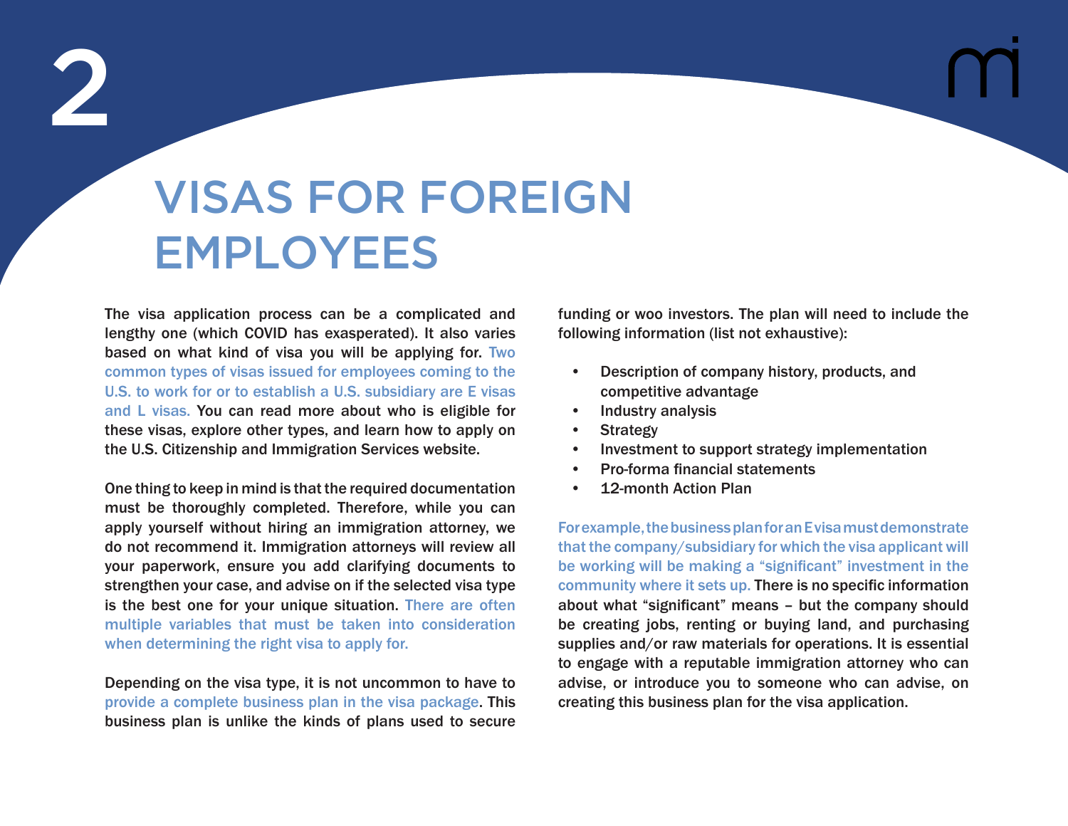# 2 VISAS FOR FOREIGN EMPLOYEES

The visa application process can be a complicated and lengthy one (which COVID has exasperated). It also varies based on what kind of visa you will be applying for. Two common types of visas issued for employees coming to the U.S. to work for or to establish a U.S. subsidiary are E visas and L visas. You can read more about who is eligible for these visas, explore other types, and learn how to apply on the U.S. Citizenship and Immigration Services website.

One thing to keep in mind is that the required documentation must be thoroughly completed. Therefore, while you can apply yourself without hiring an immigration attorney, we do not recommend it. Immigration attorneys will review all your paperwork, ensure you add clarifying documents to strengthen your case, and advise on if the selected visa type is the best one for your unique situation. There are often multiple variables that must be taken into consideration when determining the right visa to apply for.

Depending on the visa type, it is not uncommon to have to provide a complete business plan in the visa package. This business plan is unlike the kinds of plans used to secure funding or woo investors. The plan will need to include the following information (list not exhaustive):

- Description of company history, products, and competitive advantage
- Industry analysis
- Strategy
- Investment to support strategy implementation
- Pro-forma financial statements
- 12-month Action Plan

For example, the business plan for an E visa must demonstrate that the company/subsidiary for which the visa applicant will be working will be making a "significant" investment in the community where it sets up. There is no specific information about what "significant" means – but the company should be creating jobs, renting or buying land, and purchasing supplies and/or raw materials for operations. It is essential to engage with a reputable immigration attorney who can advise, or introduce you to someone who can advise, on creating this business plan for the visa application.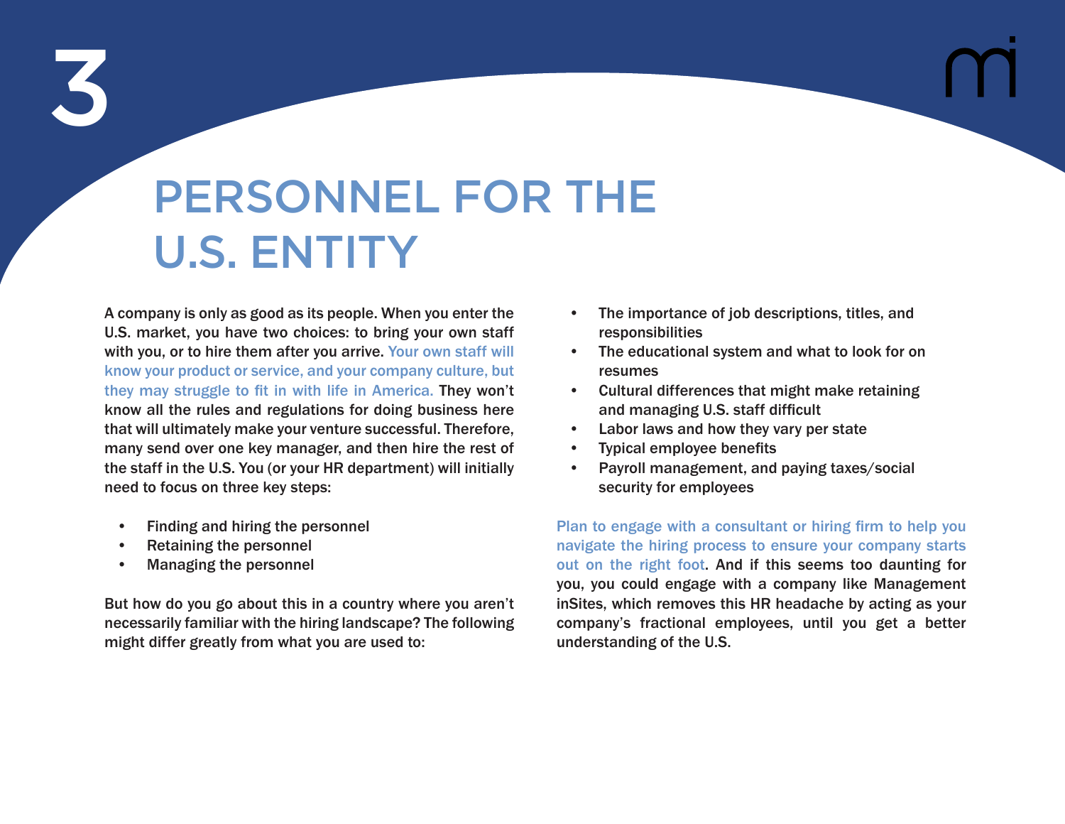# 3 PERSONNEL FOR THE U.S. ENTITY

A company is only as good as its people. When you enter the U.S. market, you have two choices: to bring your own staff with you, or to hire them after you arrive. Your own staff will know your product or service, and your company culture, but they may struggle to fit in with life in America. They won't know all the rules and regulations for doing business here that will ultimately make your venture successful. Therefore, many send over one key manager, and then hire the rest of the staff in the U.S. You (or your HR department) will initially need to focus on three key steps:

- Finding and hiring the personnel
- Retaining the personnel
- Managing the personnel

But how do you go about this in a country where you aren't necessarily familiar with the hiring landscape? The following might differ greatly from what you are used to:

- The importance of job descriptions, titles, and responsibilities
- The educational system and what to look for on resumes
- Cultural differences that might make retaining and managing U.S. staff difficult
- Labor laws and how they vary per state
- Typical employee benefits
- Payroll management, and paying taxes/social security for employees

Plan to engage with a consultant or hiring firm to help you navigate the hiring process to ensure your company starts out on the right foot. And if this seems too daunting for you, you could engage with a company like Management inSites, which removes this HR headache by acting as your company's fractional employees, until you get a better understanding of the U.S.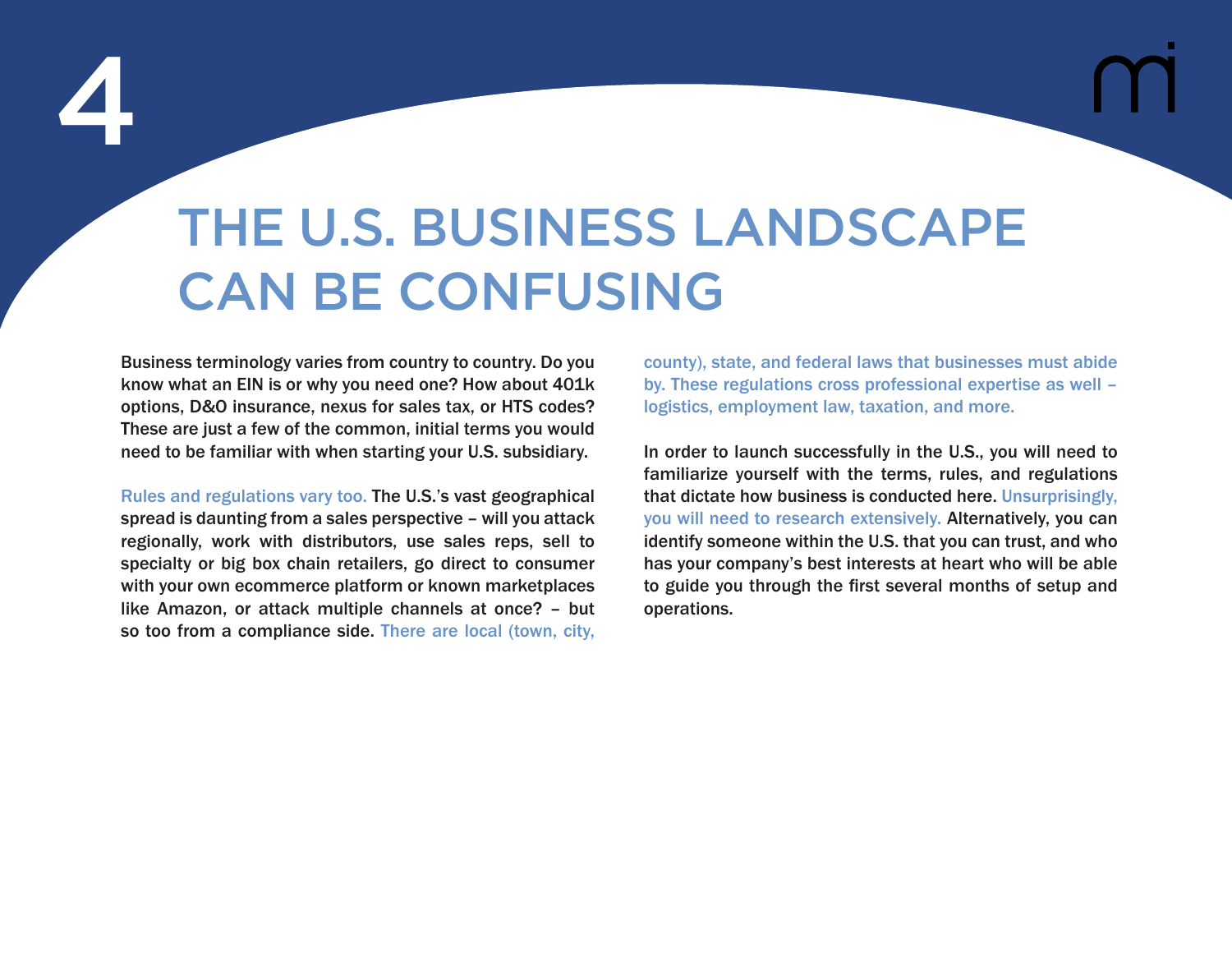# THE U.S. BUSINESS LANDSCAPE CAN BE CONFUSING

Business terminology varies from country to country. Do you know what an EIN is or why you need one? How about 401k options, D&O insurance, nexus for sales tax, or HTS codes? These are just a few of the common, initial terms you would need to be familiar with when starting your U.S. subsidiary.

Rules and regulations vary too. The U.S.'s vast geographical spread is daunting from a sales perspective – will you attack regionally, work with distributors, use sales reps, sell to specialty or big box chain retailers, go direct to consumer with your own ecommerce platform or known marketplaces like Amazon, or attack multiple channels at once? – but so too from a compliance side. There are local (town, city, county), state, and federal laws that businesses must abide by. These regulations cross professional expertise as well – logistics, employment law, taxation, and more.

In order to launch successfully in the U.S., you will need to familiarize yourself with the terms, rules, and regulations that dictate how business is conducted here. Unsurprisingly, you will need to research extensively. Alternatively, you can identify someone within the U.S. that you can trust, and who has your company's best interests at heart who will be able to guide you through the first several months of setup and operations.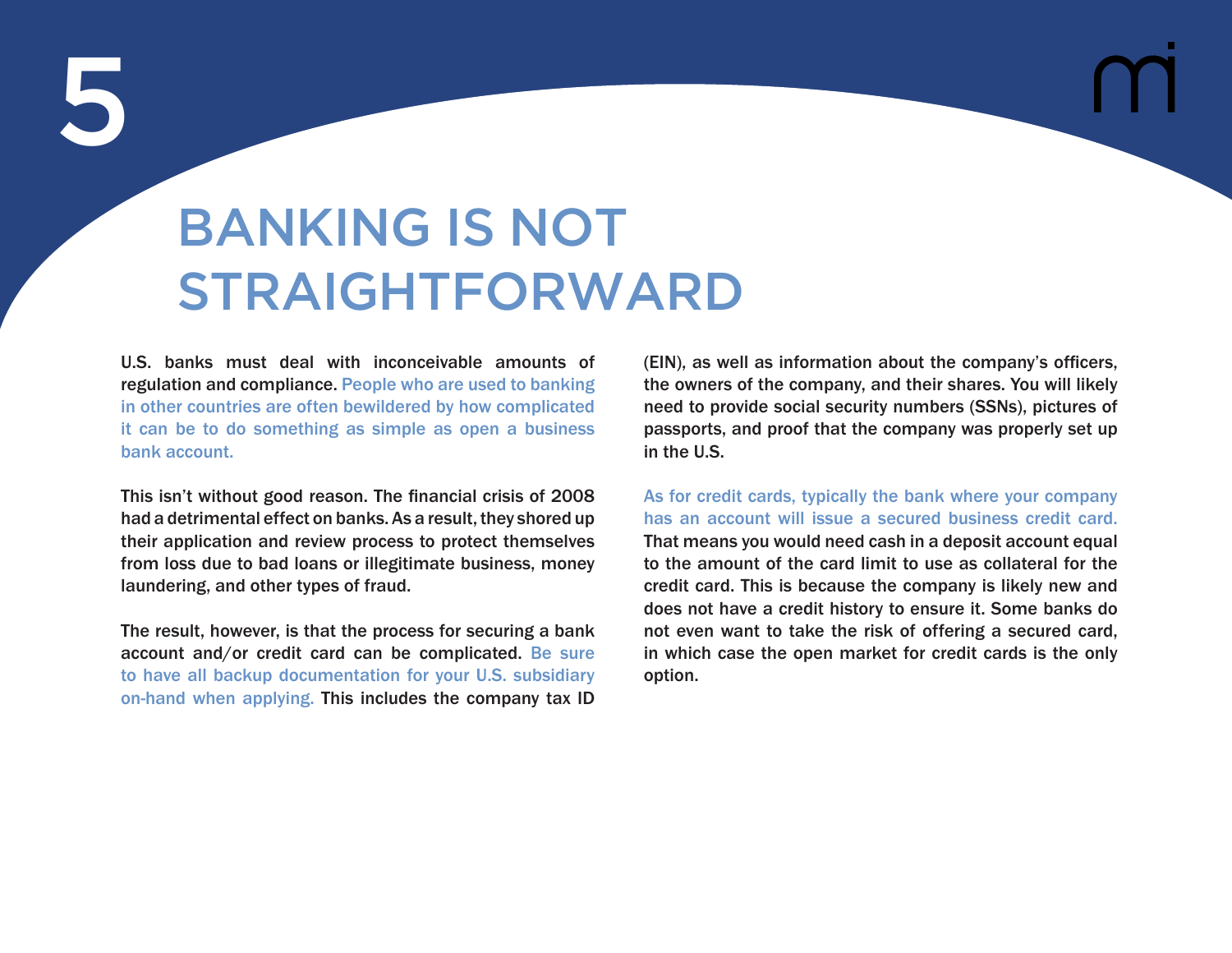# 5 BANKING IS NOT STRAIGHTFORWARD

U.S. banks must deal with inconceivable amounts of regulation and compliance. People who are used to banking in other countries are often bewildered by how complicated it can be to do something as simple as open a business bank account.

This isn't without good reason. The financial crisis of 2008 had a detrimental effect on banks. As a result, they shored up their application and review process to protect themselves from loss due to bad loans or illegitimate business, money laundering, and other types of fraud.

The result, however, is that the process for securing a bank account and/or credit card can be complicated. Be sure to have all backup documentation for your U.S. subsidiary on-hand when applying. This includes the company tax ID (EIN), as well as information about the company's officers, the owners of the company, and their shares. You will likely need to provide social security numbers (SSNs), pictures of passports, and proof that the company was properly set up in the U.S.

As for credit cards, typically the bank where your company has an account will issue a secured business credit card. That means you would need cash in a deposit account equal to the amount of the card limit to use as collateral for the credit card. This is because the company is likely new and does not have a credit history to ensure it. Some banks do not even want to take the risk of offering a secured card, in which case the open market for credit cards is the only option.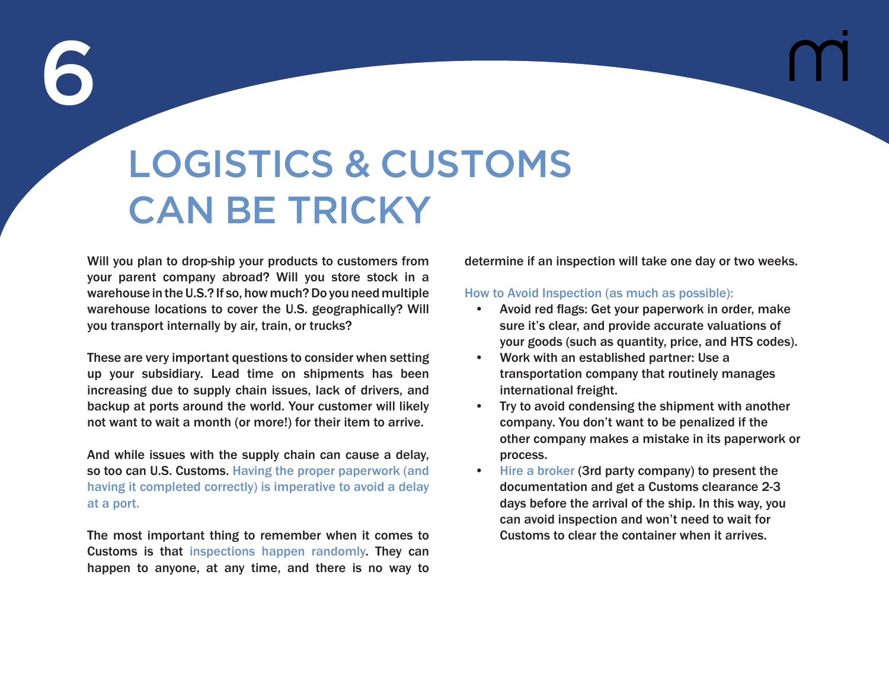# 6

# LOGISTICS & CUSTOMS CAN BE TRICKY

Will you plan to drop-ship your products to customers from your parent company abroad? Will you store stock in a warehouse in the U.S.? If so, how much? Do you need multiple warehouse locations to cover the U.S. geographically? Will you transport internally by air, train, or trucks?

These are very important questions to consider when setting up your subsidiary. Lead time on shipments has been increasing due to supply chain issues, lack of drivers, and backup at ports around the world. Your customer will likely not want to wait a month (or more!) for their item to arrive.

And while issues with the supply chain can cause a delay, so too can U.S. Customs. Having the proper paperwork (and having it completed correctly) is imperative to avoid a delay at a port.

The most important thing to remember when it comes to Customs is that inspections happen randomly. They can happen to anyone, at any time, and there is no way to determine if an inspection will take one day or two weeks.

How to Avoid Inspection (as much as possible):

- Avoid red flags: Get your paperwork in order, make sure it's clear, and provide accurate valuations of your goods (such as quantity, price, and HTS codes).
- Work with an established partner: Use a transportation company that routinely manages international freight.
- Try to avoid condensing the shipment with another company. You don't want to be penalized if the other company makes a mistake in its paperwork or process.
- Hire a broker (3rd party company) to present the documentation and get a Customs clearance 2-3 days before the arrival of the ship. In this way, you can avoid inspection and won't need to wait for Customs to clear the container when it arrives.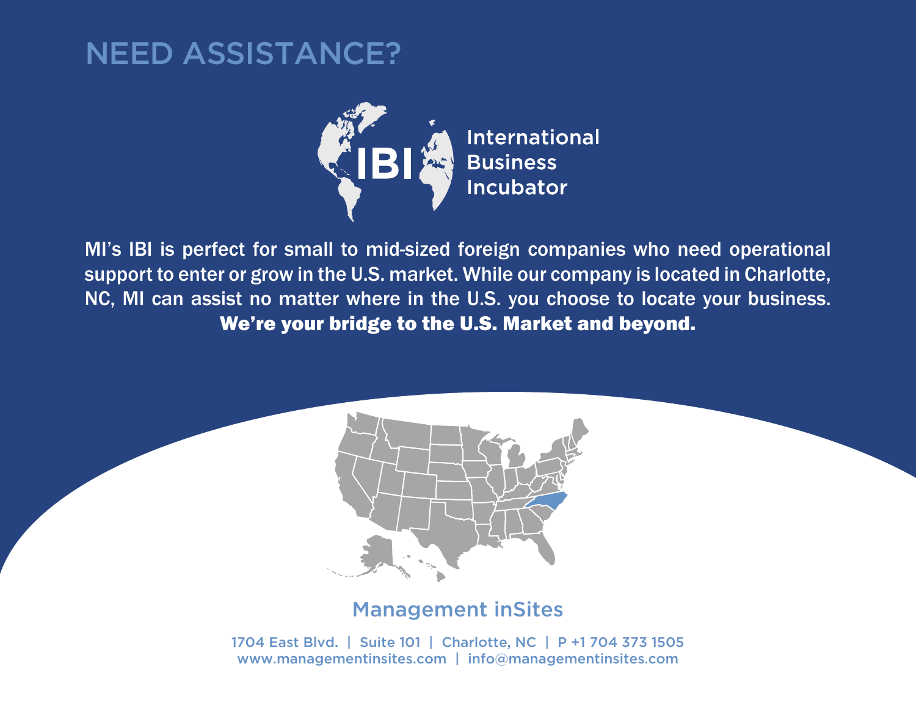# NEED ASSISTANCE?

IBI International Business Incubator

MI's IBI is perfect for small to mid-sized foreign companies who need operational support to enter or grow in the U.S. market. While our company is located in Charlotte, NC, MI can assist no matter where in the U.S. you choose to locate your business.
**We're your bridge to the U.S. Market and beyond.**

Management inSites

1704 East Blvd. | Suite 101 | Charlotte, NC | P +1 704 373 1505
www.managementinsites.com | info@managementinsites.com